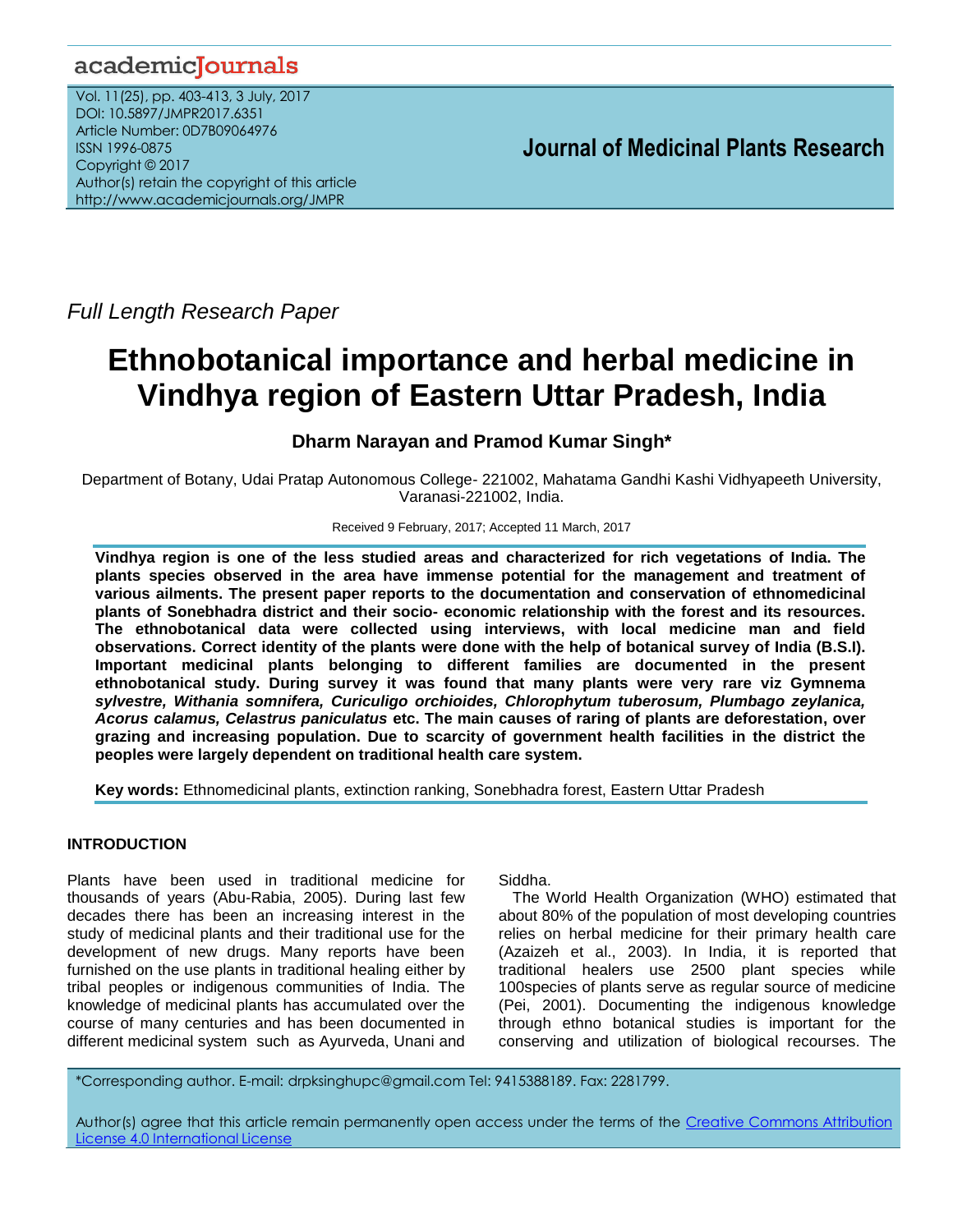Full Length Research Paper

# Ethnobotanical importance and herbal medicine in Vindhya region of Eastern Uttar Pradesh, India

**Dharm Narayan and Pramod Kumar Singh***

Department of Botany, Udai Pratap Autonomous College- 221002, Mahatama Gandhi Kashi Vidhyapeeth University, Varanasi-221002, India.

Received 9 February, 2017; Accepted 11 March, 2017

**Vindhya region is one of the less studied areas and characterized for rich vegetations of India. The plants species observed in the area have immense potential for the management and treatment of various ailments. The present paper reports to the documentation and conservation of ethnomedicinal plants of Sonebhadra district and their socio- economic relationship with the forest and its resources. The ethnobotanical data were collected using interviews, with local medicine man and field observations. Correct identity of the plants were done with the help of botanical survey of India (B.S.I). Important medicinal plants belonging to different families are documented in the present ethnobotanical study. During survey it was found that many plants were very rare viz Gymnema *sylvestre, Withania somnifera, Curiculigo orchioides, Chlorophytum tuberosum, Plumbago zeylanica, Acorus calamus, Celastrus paniculatus* etc. The main causes of raring of plants are deforestation, over grazing and increasing population. Due to scarcity of government health facilities in the district the peoples were largely dependent on traditional health care system.**

**Key words:** Ethnomedicinal plants, extinction ranking, Sonebhadra forest, Eastern Uttar Pradesh

## INTRODUCTION

Plants have been used in traditional medicine for thousands of years (Abu-Rabia, 2005). During last few decades there has been an increasing interest in the study of medicinal plants and their traditional use for the development of new drugs. Many reports have been furnished on the use plants in traditional healing either by tribal peoples or indigenous communities of India. The knowledge of medicinal plants has accumulated over the course of many centuries and has been documented in different medicinal system such as Ayurveda, Unani and Siddha.

The World Health Organization (WHO) estimated that about 80% of the population of most developing countries relies on herbal medicine for their primary health care (Azaizeh et al., 2003). In India, it is reported that traditional healers use 2500 plant species while 100species of plants serve as regular source of medicine (Pei, 2001). Documenting the indigenous knowledge through ethno botanical studies is important for the conserving and utilization of biological recourses. The

*Corresponding author. E-mail: drpksinghupc@gmail.com Tel: 9415388189. Fax: 2281799.

Author(s) agree that this article remain permanently open access under the terms of the Creative Commons Attribution License 4.0 International License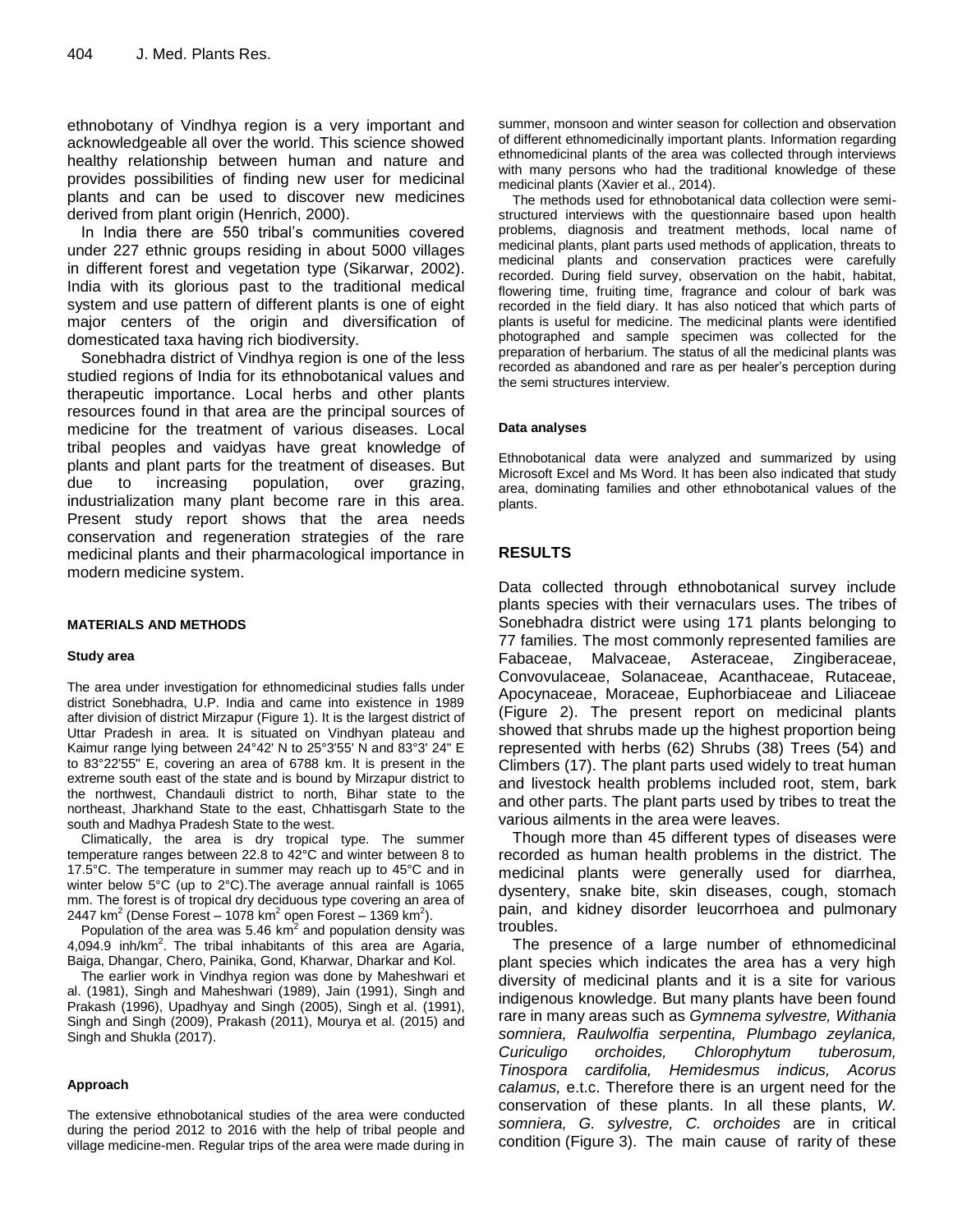ethnobotany of Vindhya region is a very important and acknowledgeable all over the world. This science showed healthy relationship between human and nature and provides possibilities of finding new user for medicinal plants and can be used to discover new medicines derived from plant origin (Henrich, 2000).

In India there are 550 tribal's communities covered under 227 ethnic groups residing in about 5000 villages in different forest and vegetation type (Sikarwar, 2002). India with its glorious past to the traditional medical system and use pattern of different plants is one of eight major centers of the origin and diversification of domesticated taxa having rich biodiversity.

Sonebhadra district of Vindhya region is one of the less studied regions of India for its ethnobotanical values and therapeutic importance. Local herbs and other plants resources found in that area are the principal sources of medicine for the treatment of various diseases. Local tribal peoples and vaidyas have great knowledge of plants and plant parts for the treatment of diseases. But due to increasing population, over grazing, industrialization many plant become rare in this area. Present study report shows that the area needs conservation and regeneration strategies of the rare medicinal plants and their pharmacological importance in modern medicine system.

## MATERIALS AND METHODS

### Study area

The area under investigation for ethnomedicinal studies falls under district Sonebhadra, U.P. India and came into existence in 1989 after division of district Mirzapur (Figure 1). It is the largest district of Uttar Pradesh in area. It is situated on Vindhyan plateau and Kaimur range lying between 24°42' N to 25°3'55' N and 83°3' 24" E to 83°22'55" E, covering an area of 6788 km. It is present in the extreme south east of the state and is bound by Mirzapur district to the northwest, Chandauli district to north, Bihar state to the northeast, Jharkhand State to the east, Chhattisgarh State to the south and Madhya Pradesh State to the west.

Climatically, the area is dry tropical type. The summer temperature ranges between 22.8 to 42°C and winter between 8 to 17.5°C. The temperature in summer may reach up to 45°C and in winter below 5°C (up to 2°C).The average annual rainfall is 1065 mm. The forest is of tropical dry deciduous type covering an area of 2447 km$^2$ (Dense Forest – 1078 km$^2$ open Forest – 1369 km$^2$).

Population of the area was 5.46 km$^2$ and population density was 4,094.9 inh/km$^2$. The tribal inhabitants of this area are Agaria, Baiga, Dhangar, Chero, Painika, Gond, Kharwar, Dharkar and Kol.

The earlier work in Vindhya region was done by Maheshwari et al. (1981), Singh and Maheshwari (1989), Jain (1991), Singh and Prakash (1996), Upadhyay and Singh (2005), Singh et al. (1991), Singh and Singh (2009), Prakash (2011), Mourya et al. (2015) and Singh and Shukla (2017).

### Approach

The extensive ethnobotanical studies of the area were conducted during the period 2012 to 2016 with the help of tribal people and village medicine-men. Regular trips of the area were made during in summer, monsoon and winter season for collection and observation of different ethnomedicinally important plants. Information regarding ethnomedicinal plants of the area was collected through interviews with many persons who had the traditional knowledge of these medicinal plants (Xavier et al., 2014).

The methods used for ethnobotanical data collection were semi-structured interviews with the questionnaire based upon health problems, diagnosis and treatment methods, local name of medicinal plants, plant parts used methods of application, threats to medicinal plants and conservation practices were carefully recorded. During field survey, observation on the habit, habitat, flowering time, fruiting time, fragrance and colour of bark was recorded in the field diary. It has also noticed that which parts of plants is useful for medicine. The medicinal plants were identified photographed and sample specimen was collected for the preparation of herbarium. The status of all the medicinal plants was recorded as abandoned and rare as per healer's perception during the semi structures interview.

### Data analyses

Ethnobotanical data were analyzed and summarized by using Microsoft Excel and Ms Word. It has been also indicated that study area, dominating families and other ethnobotanical values of the plants.

## RESULTS

Data collected through ethnobotanical survey include plants species with their vernaculars uses. The tribes of Sonebhadra district were using 171 plants belonging to 77 families. The most commonly represented families are Fabaceae, Malvaceae, Asteraceae, Zingiberaceae, Convovulaceae, Solanaceae, Acanthaceae, Rutaceae, Apocynaceae, Moraceae, Euphorbiaceae and Liliaceae (Figure 2). The present report on medicinal plants showed that shrubs made up the highest proportion being represented with herbs (62) Shrubs (38) Trees (54) and Climbers (17). The plant parts used widely to treat human and livestock health problems included root, stem, bark and other parts. The plant parts used by tribes to treat the various ailments in the area were leaves.

Though more than 45 different types of diseases were recorded as human health problems in the district. The medicinal plants were generally used for diarrhea, dysentery, snake bite, skin diseases, cough, stomach pain, and kidney disorder leucorrhoea and pulmonary troubles.

The presence of a large number of ethnomedicinal plant species which indicates the area has a very high diversity of medicinal plants and it is a site for various indigenous knowledge. But many plants have been found rare in many areas such as *Gymnema sylvestre, Withania somniera, Raulwolfia serpentina, Plumbago zeylanica, Curiculigo orchoides, Chlorophytum tuberosum, Tinospora cardifolia, Hemidesmus indicus, Acorus calamus,* e.t.c. Therefore there is an urgent need for the conservation of these plants. In all these plants, *W. somniera, G. sylvestre, C. orchoides* are in critical condition (Figure 3). The main cause of rarity of these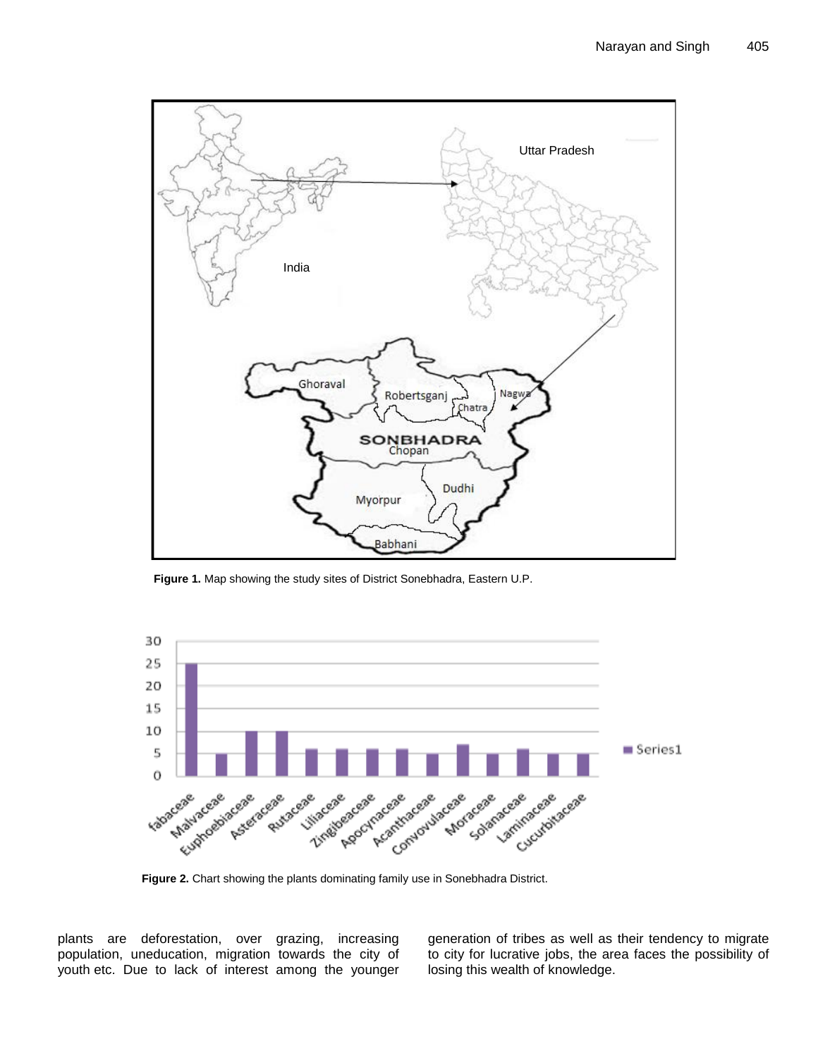Figure 1. Map showing the study sites of District Sonebhadra, Eastern U.P.

Figure 2. Chart showing the plants dominating family use in Sonebhadra District.

plants are deforestation, over grazing, increasing population, uneducation, migration towards the city of youth etc. Due to lack of interest among the younger generation of tribes as well as their tendency to migrate to city for lucrative jobs, the area faces the possibility of losing this wealth of knowledge.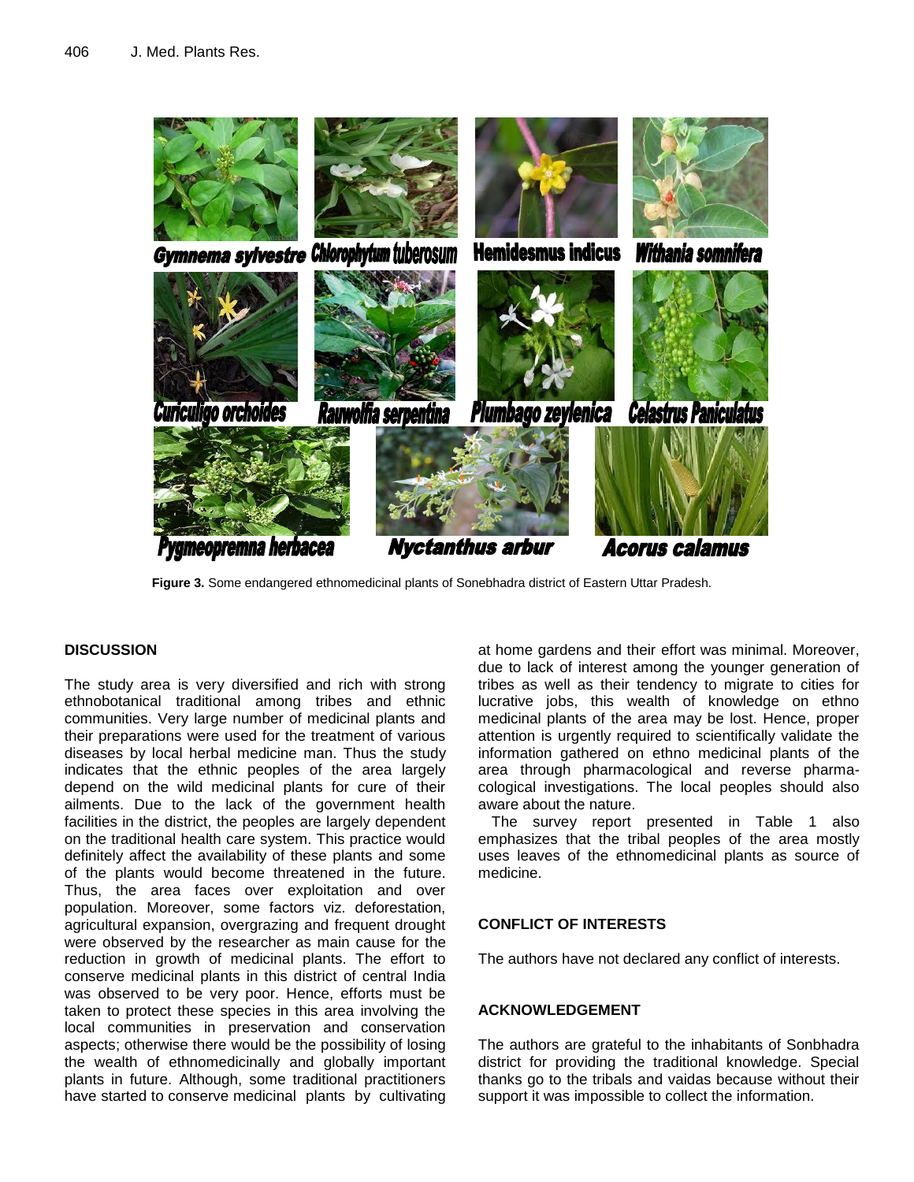**Figure 3.** Some endangered ethnomedicinal plants of Sonebhadra district of Eastern Uttar Pradesh.

## DISCUSSION

The study area is very diversified and rich with strong ethnobotanical traditional among tribes and ethnic communities. Very large number of medicinal plants and their preparations were used for the treatment of various diseases by local herbal medicine man. Thus the study indicates that the ethnic peoples of the area largely depend on the wild medicinal plants for cure of their ailments. Due to the lack of the government health facilities in the district, the peoples are largely dependent on the traditional health care system. This practice would definitely affect the availability of these plants and some of the plants would become threatened in the future. Thus, the area faces over exploitation and over population. Moreover, some factors viz. deforestation, agricultural expansion, overgrazing and frequent drought were observed by the researcher as main cause for the reduction in growth of medicinal plants. The effort to conserve medicinal plants in this district of central India was observed to be very poor. Hence, efforts must be taken to protect these species in this area involving the local communities in preservation and conservation aspects; otherwise there would be the possibility of losing the wealth of ethnomedicinally and globally important plants in future. Although, some traditional practitioners have started to conserve medicinal plants by cultivating at home gardens and their effort was minimal. Moreover, due to lack of interest among the younger generation of tribes as well as their tendency to migrate to cities for lucrative jobs, this wealth of knowledge on ethno medicinal plants of the area may be lost. Hence, proper attention is urgently required to scientifically validate the information gathered on ethno medicinal plants of the area through pharmacological and reverse pharmacological investigations. The local peoples should also aware about the nature.

The survey report presented in Table 1 also emphasizes that the tribal peoples of the area mostly uses leaves of the ethnomedicinal plants as source of medicine.

## CONFLICT OF INTERESTS

The authors have not declared any conflict of interests.

## ACKNOWLEDGEMENT

The authors are grateful to the inhabitants of Sonbhadra district for providing the traditional knowledge. Special thanks go to the tribals and vaidas because without their support it was impossible to collect the information.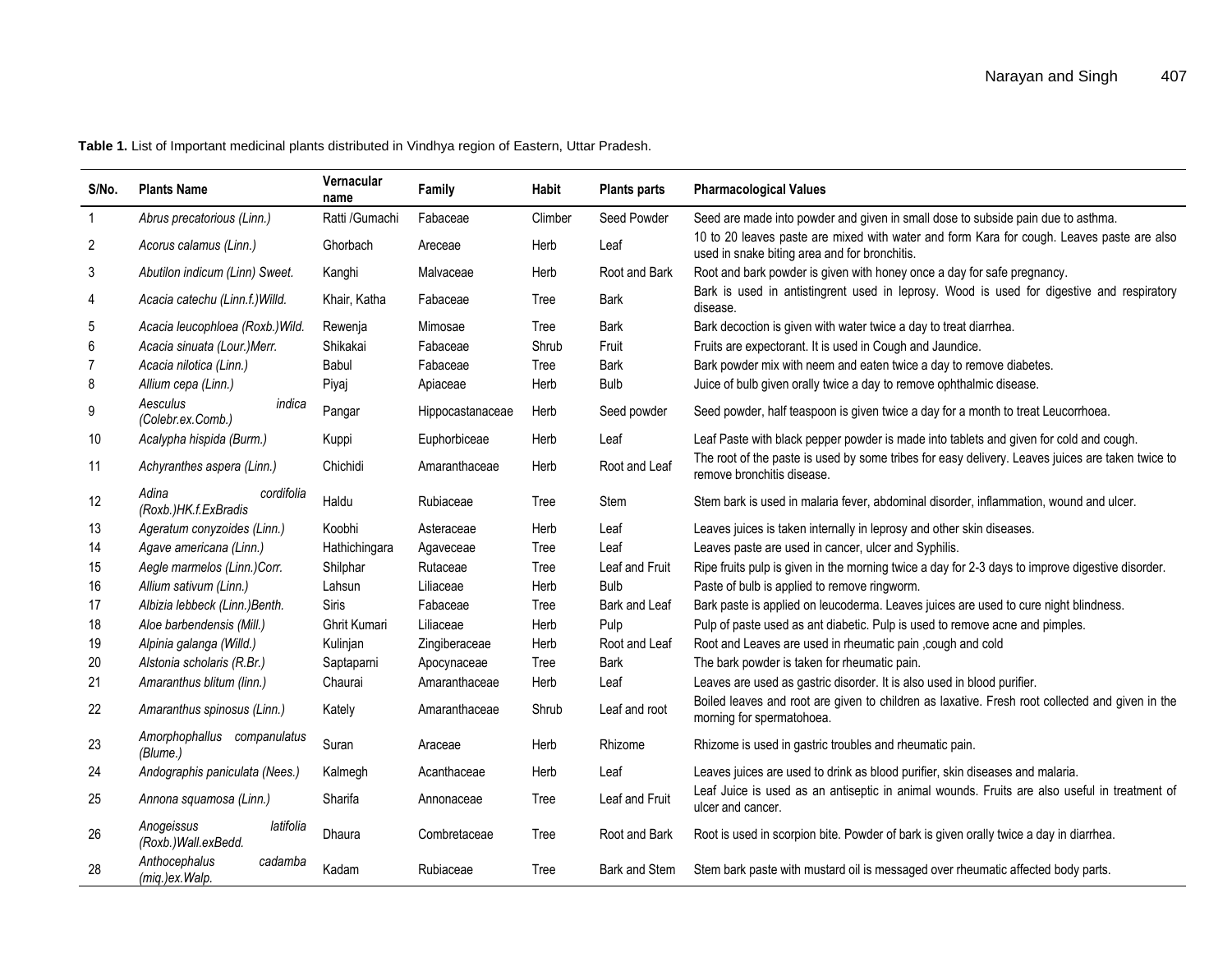**Table 1.** List of Important medicinal plants distributed in Vindhya region of Eastern, Uttar Pradesh.

| S/No. | Plants Name | Vernacular name | Family | Habit | Plants parts | Pharmacological Values |
|---|---|---|---|---|---|---|
| 1 | *Abrus precatorious (Linn.)* | Ratti /Gumachi | Fabaceae | Climber | Seed Powder | Seed are made into powder and given in small dose to subside pain due to asthma. |
| 2 | *Acorus calamus (Linn.)* | Ghorbach | Areceae | Herb | Leaf | 10 to 20 leaves paste are mixed with water and form Kara for cough. Leaves paste are also used in snake biting area and for bronchitis. |
| 3 | *Abutilon indicum (Linn) Sweet.* | Kanghi | Malvaceae | Herb | Root and Bark | Root and bark powder is given with honey once a day for safe pregnancy. |
| 4 | *Acacia catechu (Linn.f.)Willd.* | Khair, Katha | Fabaceae | Tree | Bark | Bark is used in antistingrent used in leprosy. Wood is used for digestive and respiratory disease. |
| 5 | *Acacia leucophloea (Roxb.)Wild.* | Rewenja | Mimosae | Tree | Bark | Bark decoction is given with water twice a day to treat diarrhea. |
| 6 | *Acacia sinuata (Lour.)Merr.* | Shikakai | Fabaceae | Shrub | Fruit | Fruits are expectorant. It is used in Cough and Jaundice. |
| 7 | *Acacia nilotica (Linn.)* | Babul | Fabaceae | Tree | Bark | Bark powder mix with neem and eaten twice a day to remove diabetes. |
| 8 | *Allium cepa (Linn.)* | Piyaj | Apiaceae | Herb | Bulb | Juice of bulb given orally twice a day to remove ophthalmic disease. |
| 9 | *Aesculus indica (Colebr.ex.Comb.)* | Pangar | Hippocastanaceae | Herb | Seed powder | Seed powder, half teaspoon is given twice a day for a month to treat Leucorrhoea. |
| 10 | *Acalypha hispida (Burm.)* | Kuppi | Euphorbiceae | Herb | Leaf | Leaf Paste with black pepper powder is made into tablets and given for cold and cough. |
| 11 | *Achyranthes aspera (Linn.)* | Chichidi | Amaranthaceae | Herb | Root and Leaf | The root of the paste is used by some tribes for easy delivery. Leaves juices are taken twice to remove bronchitis disease. |
| 12 | *Adina cordifolia (Roxb.)HK.f.ExBradis* | Haldu | Rubiaceae | Tree | Stem | Stem bark is used in malaria fever, abdominal disorder, inflammation, wound and ulcer. |
| 13 | *Ageratum conyzoides (Linn.)* | Koobhi | Asteraceae | Herb | Leaf | Leaves juices is taken internally in leprosy and other skin diseases. |
| 14 | *Agave americana (Linn.)* | Hathichingara | Agaveceae | Tree | Leaf | Leaves paste are used in cancer, ulcer and Syphilis. |
| 15 | *Aegle marmelos (Linn.)Corr.* | Shilphar | Rutaceae | Tree | Leaf and Fruit | Ripe fruits pulp is given in the morning twice a day for 2-3 days to improve digestive disorder. |
| 16 | *Allium sativum (Linn.)* | Lahsun | Liliaceae | Herb | Bulb | Paste of bulb is applied to remove ringworm. |
| 17 | *Albizia lebbeck (Linn.)Benth.* | Siris | Fabaceae | Tree | Bark and Leaf | Bark paste is applied on leucoderma. Leaves juices are used to cure night blindness. |
| 18 | *Aloe barbendensis (Mill.)* | Ghrit Kumari | Liliaceae | Herb | Pulp | Pulp of paste used as ant diabetic. Pulp is used to remove acne and pimples. |
| 19 | *Alpinia galanga (Willd.)* | Kulinjan | Zingiberaceae | Herb | Root and Leaf | Root and Leaves are used in rheumatic pain ,cough and cold |
| 20 | *Alstonia scholaris (R.Br.)* | Saptaparni | Apocynaceae | Tree | Bark | The bark powder is taken for rheumatic pain. |
| 21 | *Amaranthus blitum (linn.)* | Chaurai | Amaranthaceae | Herb | Leaf | Leaves are used as gastric disorder. It is also used in blood purifier. |
| 22 | *Amaranthus spinosus (Linn.)* | Kately | Amaranthaceae | Shrub | Leaf and root | Boiled leaves and root are given to children as laxative. Fresh root collected and given in the morning for spermatohoea. |
| 23 | *Amorphophallus companulatus (Blume.)* | Suran | Araceae | Herb | Rhizome | Rhizome is used in gastric troubles and rheumatic pain. |
| 24 | *Andographis paniculata (Nees.)* | Kalmegh | Acanthaceae | Herb | Leaf | Leaves juices are used to drink as blood purifier, skin diseases and malaria. |
| 25 | *Annona squamosa (Linn.)* | Sharifa | Annonaceae | Tree | Leaf and Fruit | Leaf Juice is used as an antiseptic in animal wounds. Fruits are also useful in treatment of ulcer and cancer. |
| 26 | *Anogeissus latifolia (Roxb.)Wall.exBedd.* | Dhaura | Combretaceae | Tree | Root and Bark | Root is used in scorpion bite. Powder of bark is given orally twice a day in diarrhea. |
| 28 | *Anthocephalus cadamba (miq.)ex.Walp.* | Kadam | Rubiaceae | Tree | Bark and Stem | Stem bark paste with mustard oil is messaged over rheumatic affected body parts. |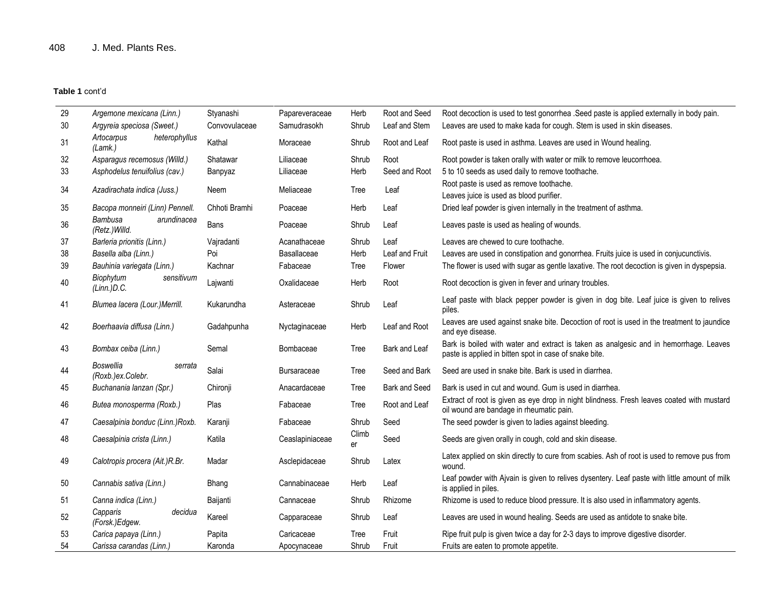**Table 1** cont'd

| | | | | | | |
|---|---|---|---|---|---|---|
| 29 | *Argemone mexicana (Linn.)* | Styanashi | Papareveraceae | Herb | Root and Seed | Root decoction is used to test gonorrhea .Seed paste is applied externally in body pain. |
| 30 | *Argyreia speciosa (Sweet.)* | Convovulaceae | Samudrasokh | Shrub | Leaf and Stem | Leaves are used to make kada for cough. Stem is used in skin diseases. |
| 31 | *Artocarpus heterophyllus (Lamk.)* | Kathal | Moraceae | Shrub | Root and Leaf | Root paste is used in asthma. Leaves are used in Wound healing. |
| 32 | *Asparagus recemosus (Willd.)* | Shatawar | Liliaceae | Shrub | Root | Root powder is taken orally with water or milk to remove leucorrhoea. |
| 33 | *Asphodelus tenuifolius (cav.)* | Banpyaz | Liliaceae | Herb | Seed and Root | 5 to 10 seeds as used daily to remove toothache. |
| 34 | *Azadirachata indica (Juss.)* | Neem | Meliaceae | Tree | Leaf | Root paste is used as remove toothache. Leaves juice is used as blood purifier. |
| 35 | *Bacopa monneiri (Linn) Pennell.* | Chhoti Bramhi | Poaceae | Herb | Leaf | Dried leaf powder is given internally in the treatment of asthma. |
| 36 | *Bambusa arundinacea (Retz.)Willd.* | Bans | Poaceae | Shrub | Leaf | Leaves paste is used as healing of wounds. |
| 37 | *Barleria prionitis (Linn.)* | Vajradanti | Acanathaceae | Shrub | Leaf | Leaves are chewed to cure toothache. |
| 38 | *Basella alba (Linn.)* | Poi | Basallaceae | Herb | Leaf and Fruit | Leaves are used in constipation and gonorrhea. Fruits juice is used in conjucunctivis. |
| 39 | *Bauhinia variegata (Linn.)* | Kachnar | Fabaceae | Tree | Flower | The flower is used with sugar as gentle laxative. The root decoction is given in dyspepsia. |
| 40 | *Biophytum sensitivum (Linn.)D.C.* | Lajwanti | Oxalidaceae | Herb | Root | Root decoction is given in fever and urinary troubles. |
| 41 | *Blumea lacera (Lour.)Merrill.* | Kukarundha | Asteraceae | Shrub | Leaf | Leaf paste with black pepper powder is given in dog bite. Leaf juice is given to relives piles. |
| 42 | *Boerhaavia diffusa (Linn.)* | Gadahpunha | Nyctaginaceae | Herb | Leaf and Root | Leaves are used against snake bite. Decoction of root is used in the treatment to jaundice and eye disease. |
| 43 | *Bombax ceiba (Linn.)* | Semal | Bombaceae | Tree | Bark and Leaf | Bark is boiled with water and extract is taken as analgesic and in hemorrhage. Leaves paste is applied in bitten spot in case of snake bite. |
| 44 | *Boswellia serrata (Roxb.)ex.Colebr.* | Salai | Bursaraceae | Tree | Seed and Bark | Seed are used in snake bite. Bark is used in diarrhea. |
| 45 | *Buchanania lanzan (Spr.)* | Chironji | Anacardaceae | Tree | Bark and Seed | Bark is used in cut and wound. Gum is used in diarrhea. |
| 46 | *Butea monosperma (Roxb.)* | Plas | Fabaceae | Tree | Root and Leaf | Extract of root is given as eye drop in night blindness. Fresh leaves coated with mustard oil wound are bandage in rheumatic pain. |
| 47 | *Caesalpinia bonduc (Linn.)Roxb.* | Karanji | Fabaceae | Shrub | Seed | The seed powder is given to ladies against bleeding. |
| 48 | *Caesalpinia crista (Linn.)* | Katila | Ceaslapiniaceae | Climber | Seed | Seeds are given orally in cough, cold and skin disease. |
| 49 | *Calotropis procera (Ait.)R.Br.* | Madar | Asclepidaceae | Shrub | Latex | Latex applied on skin directly to cure from scabies. Ash of root is used to remove pus from wound. |
| 50 | *Cannabis sativa (Linn.)* | Bhang | Cannabinaceae | Herb | Leaf | Leaf powder with Ajvain is given to relives dysentery. Leaf paste with little amount of milk is applied in piles. |
| 51 | *Canna indica (Linn.)* | Baijanti | Cannaceae | Shrub | Rhizome | Rhizome is used to reduce blood pressure. It is also used in inflammatory agents. |
| 52 | *Capparis decidua (Forsk.)Edgew.* | Kareel | Capparaceae | Shrub | Leaf | Leaves are used in wound healing. Seeds are used as antidote to snake bite. |
| 53 | *Carica papaya (Linn.)* | Papita | Caricaceae | Tree | Fruit | Ripe fruit pulp is given twice a day for 2-3 days to improve digestive disorder. |
| 54 | *Carissa carandas (Linn.)* | Karonda | Apocynaceae | Shrub | Fruit | Fruits are eaten to promote appetite. |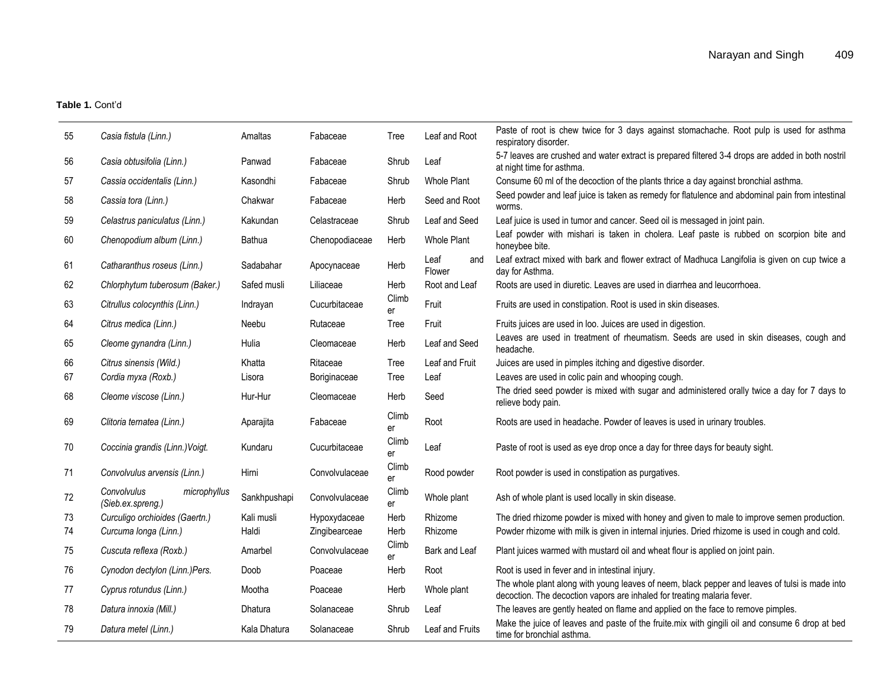**Table 1.** Cont'd

| | | | | | | |
|---|---|---|---|---|---|---|
| 55 | *Casia fistula (Linn.)* | Amaltas | Fabaceae | Tree | Leaf and Root | Paste of root is chew twice for 3 days against stomachache. Root pulp is used for asthma respiratory disorder. |
| 56 | *Casia obtusifolia (Linn.)* | Panwad | Fabaceae | Shrub | Leaf | 5-7 leaves are crushed and water extract is prepared filtered 3-4 drops are added in both nostril at night time for asthma. |
| 57 | *Cassia occidentalis (Linn.)* | Kasondhi | Fabaceae | Shrub | Whole Plant | Consume 60 ml of the decoction of the plants thrice a day against bronchial asthma. |
| 58 | *Cassia tora (Linn.)* | Chakwar | Fabaceae | Herb | Seed and Root | Seed powder and leaf juice is taken as remedy for flatulence and abdominal pain from intestinal worms. |
| 59 | *Celastrus paniculatus (Linn.)* | Kakundan | Celastraceae | Shrub | Leaf and Seed | Leaf juice is used in tumor and cancer. Seed oil is messaged in joint pain. |
| 60 | *Chenopodium album (Linn.)* | Bathua | Chenopodiaceae | Herb | Whole Plant | Leaf powder with mishari is taken in cholera. Leaf paste is rubbed on scorpion bite and honeybee bite. |
| 61 | *Catharanthus roseus (Linn.)* | Sadabahar | Apocynaceae | Herb | Leaf and Flower | Leaf extract mixed with bark and flower extract of Madhuca Langifolia is given on cup twice a day for Asthma. |
| 62 | *Chlorphytum tuberosum (Baker.)* | Safed musli | Liliaceae | Herb | Root and Leaf | Roots are used in diuretic. Leaves are used in diarrhea and leucorrhoea. |
| 63 | *Citrullus colocynthis (Linn.)* | Indrayan | Cucurbitaceae | Climber | Fruit | Fruits are used in constipation. Root is used in skin diseases. |
| 64 | *Citrus medica (Linn.)* | Neebu | Rutaceae | Tree | Fruit | Fruits juices are used in loo. Juices are used in digestion. |
| 65 | *Cleome gynandra (Linn.)* | Hulia | Cleomaceae | Herb | Leaf and Seed | Leaves are used in treatment of rheumatism. Seeds are used in skin diseases, cough and headache. |
| 66 | *Citrus sinensis (Wild.)* | Khatta | Ritaceae | Tree | Leaf and Fruit | Juices are used in pimples itching and digestive disorder. |
| 67 | *Cordia myxa (Roxb.)* | Lisora | Boriginaceae | Tree | Leaf | Leaves are used in colic pain and whooping cough. |
| 68 | *Cleome viscose (Linn.)* | Hur-Hur | Cleomaceae | Herb | Seed | The dried seed powder is mixed with sugar and administered orally twice a day for 7 days to relieve body pain. |
| 69 | *Clitoria ternatea (Linn.)* | Aparajita | Fabaceae | Climber | Root | Roots are used in headache. Powder of leaves is used in urinary troubles. |
| 70 | *Coccinia grandis (Linn.)Voigt.* | Kundaru | Cucurbitaceae | Climber | Leaf | Paste of root is used as eye drop once a day for three days for beauty sight. |
| 71 | *Convolvulus arvensis (Linn.)* | Hirni | Convolvulaceae | Climber | Rood powder | Root powder is used in constipation as purgatives. |
| 72 | *Convolvulus microphyllus (Sieb.ex.spreng.)* | Sankhpushapi | Convolvulaceae | Climber | Whole plant | Ash of whole plant is used locally in skin disease. |
| 73 | *Curculigo orchioides (Gaertn.)* | Kali musli | Hypoxydaceae | Herb | Rhizome | The dried rhizome powder is mixed with honey and given to male to improve semen production. |
| 74 | *Curcuma longa (Linn.)* | Haldi | Zingibearceae | Herb | Rhizome | Powder rhizome with milk is given in internal injuries. Dried rhizome is used in cough and cold. |
| 75 | *Cuscuta reflexa (Roxb.)* | Amarbel | Convolvulaceae | Climber | Bark and Leaf | Plant juices warmed with mustard oil and wheat flour is applied on joint pain. |
| 76 | *Cynodon dectylon (Linn.)Pers.* | Doob | Poaceae | Herb | Root | Root is used in fever and in intestinal injury. |
| 77 | *Cyprus rotundus (Linn.)* | Mootha | Poaceae | Herb | Whole plant | The whole plant along with young leaves of neem, black pepper and leaves of tulsi is made into decoction. The decoction vapors are inhaled for treating malaria fever. |
| 78 | *Datura innoxia (Mill.)* | Dhatura | Solanaceae | Shrub | Leaf | The leaves are gently heated on flame and applied on the face to remove pimples. |
| 79 | *Datura metel (Linn.)* | Kala Dhatura | Solanaceae | Shrub | Leaf and Fruits | Make the juice of leaves and paste of the fruite.mix with gingili oil and consume 6 drop at bed time for bronchial asthma. |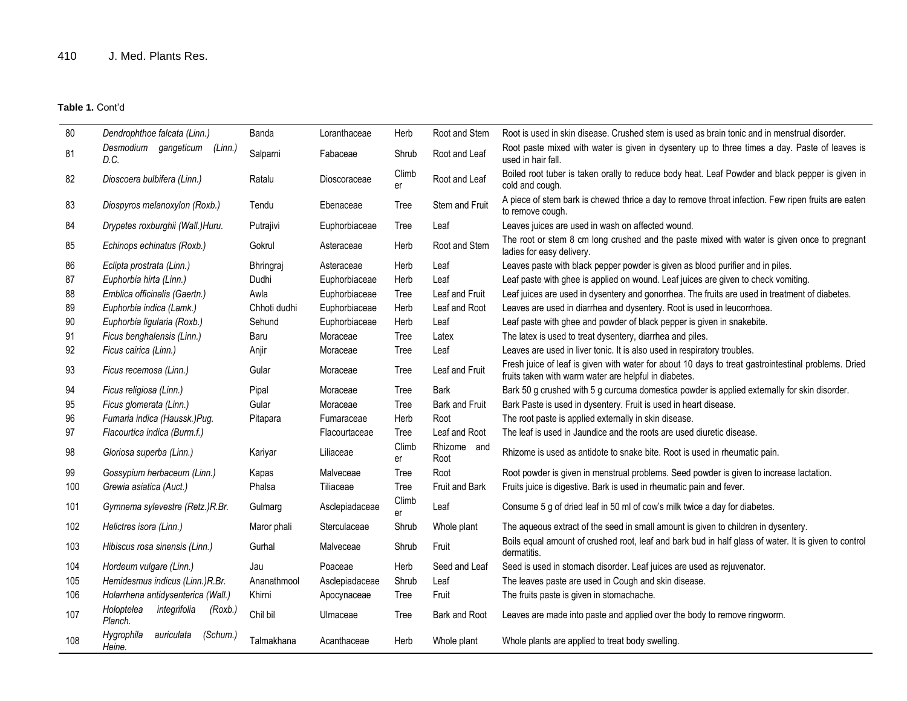**Table 1.** Cont'd

| | | | | | | |
|---|---|---|---|---|---|---|
| 80 | *Dendrophthoe falcata (Linn.)* | Banda | Loranthaceae | Herb | Root and Stem | Root is used in skin disease. Crushed stem is used as brain tonic and in menstrual disorder. |
| 81 | *Desmodium gangeticum (Linn.) D.C.* | Salparni | Fabaceae | Shrub | Root and Leaf | Root paste mixed with water is given in dysentery up to three times a day. Paste of leaves is used in hair fall. |
| 82 | *Dioscoera bulbifera (Linn.)* | Ratalu | Dioscoraceae | Climber | Root and Leaf | Boiled root tuber is taken orally to reduce body heat. Leaf Powder and black pepper is given in cold and cough. |
| 83 | *Diospyros melanoxylon (Roxb.)* | Tendu | Ebenaceae | Tree | Stem and Fruit | A piece of stem bark is chewed thrice a day to remove throat infection. Few ripen fruits are eaten to remove cough. |
| 84 | *Drypetes roxburghii (Wall.)Huru.* | Putrajivi | Euphorbiaceae | Tree | Leaf | Leaves juices are used in wash on affected wound. |
| 85 | *Echinops echinatus (Roxb.)* | Gokrul | Asteraceae | Herb | Root and Stem | The root or stem 8 cm long crushed and the paste mixed with water is given once to pregnant ladies for easy delivery. |
| 86 | *Eclipta prostrata (Linn.)* | Bhringraj | Asteraceae | Herb | Leaf | Leaves paste with black pepper powder is given as blood purifier and in piles. |
| 87 | *Euphorbia hirta (Linn.)* | Dudhi | Euphorbiaceae | Herb | Leaf | Leaf paste with ghee is applied on wound. Leaf juices are given to check vomiting. |
| 88 | *Emblica officinalis (Gaertn.)* | Awla | Euphorbiaceae | Tree | Leaf and Fruit | Leaf juices are used in dysentery and gonorrhea. The fruits are used in treatment of diabetes. |
| 89 | *Euphorbia indica (Lamk.)* | Chhoti dudhi | Euphorbiaceae | Herb | Leaf and Root | Leaves are used in diarrhea and dysentery. Root is used in leucorrhoea. |
| 90 | *Euphorbia ligularia (Roxb.)* | Sehund | Euphorbiaceae | Herb | Leaf | Leaf paste with ghee and powder of black pepper is given in snakebite. |
| 91 | *Ficus benghalensis (Linn.)* | Baru | Moraceae | Tree | Latex | The latex is used to treat dysentery, diarrhea and piles. |
| 92 | *Ficus cairica (Linn.)* | Anjir | Moraceae | Tree | Leaf | Leaves are used in liver tonic. It is also used in respiratory troubles. |
| 93 | *Ficus recemosa (Linn.)* | Gular | Moraceae | Tree | Leaf and Fruit | Fresh juice of leaf is given with water for about 10 days to treat gastrointestinal problems. Dried fruits taken with warm water are helpful in diabetes. |
| 94 | *Ficus religiosa (Linn.)* | Pipal | Moraceae | Tree | Bark | Bark 50 g crushed with 5 g curcuma domestica powder is applied externally for skin disorder. |
| 95 | *Ficus glomerata (Linn.)* | Gular | Moraceae | Tree | Bark and Fruit | Bark Paste is used in dysentery. Fruit is used in heart disease. |
| 96 | *Fumaria indica (Haussk.)Pug.* | Pitapara | Fumaraceae | Herb | Root | The root paste is applied externally in skin disease. |
| 97 | *Flacourtica indica (Burm.f.)* | | Flacourtaceae | Tree | Leaf and Root | The leaf is used in Jaundice and the roots are used diuretic disease. |
| 98 | *Gloriosa superba (Linn.)* | Kariyar | Liliaceae | Climber | Rhizome and Root | Rhizome is used as antidote to snake bite. Root is used in rheumatic pain. |
| 99 | *Gossypium herbaceum (Linn.)* | Kapas | Malveceae | Tree | Root | Root powder is given in menstrual problems. Seed powder is given to increase lactation. |
| 100 | *Grewia asiatica (Auct.)* | Phalsa | Tiliaceae | Tree | Fruit and Bark | Fruits juice is digestive. Bark is used in rheumatic pain and fever. |
| 101 | *Gymnema sylevestre (Retz.)R.Br.* | Gulmarg | Asclepiadaceae | Climber | Leaf | Consume 5 g of dried leaf in 50 ml of cow's milk twice a day for diabetes. |
| 102 | *Helictres isora (Linn.)* | Maror phali | Sterculaceae | Shrub | Whole plant | The aqueous extract of the seed in small amount is given to children in dysentery. |
| 103 | *Hibiscus rosa sinensis (Linn.)* | Gurhal | Malveceae | Shrub | Fruit | Boils equal amount of crushed root, leaf and bark bud in half glass of water. It is given to control dermatitis. |
| 104 | *Hordeum vulgare (Linn.)* | Jau | Poaceae | Herb | Seed and Leaf | Seed is used in stomach disorder. Leaf juices are used as rejuvenator. |
| 105 | *Hemidesmus indicus (Linn.)R.Br.* | Ananathmool | Asclepiadaceae | Shrub | Leaf | The leaves paste are used in Cough and skin disease. |
| 106 | *Holarrhena antidysenterica (Wall.)* | Khirni | Apocynaceae | Tree | Fruit | The fruits paste is given in stomachache. |
| 107 | *Holoptelea integrifolia (Roxb.) Planch.* | Chil bil | Ulmaceae | Tree | Bark and Root | Leaves are made into paste and applied over the body to remove ringworm. |
| 108 | *Hygrophila auriculata (Schum.) Heine.* | Talmakhana | Acanthaceae | Herb | Whole plant | Whole plants are applied to treat body swelling. |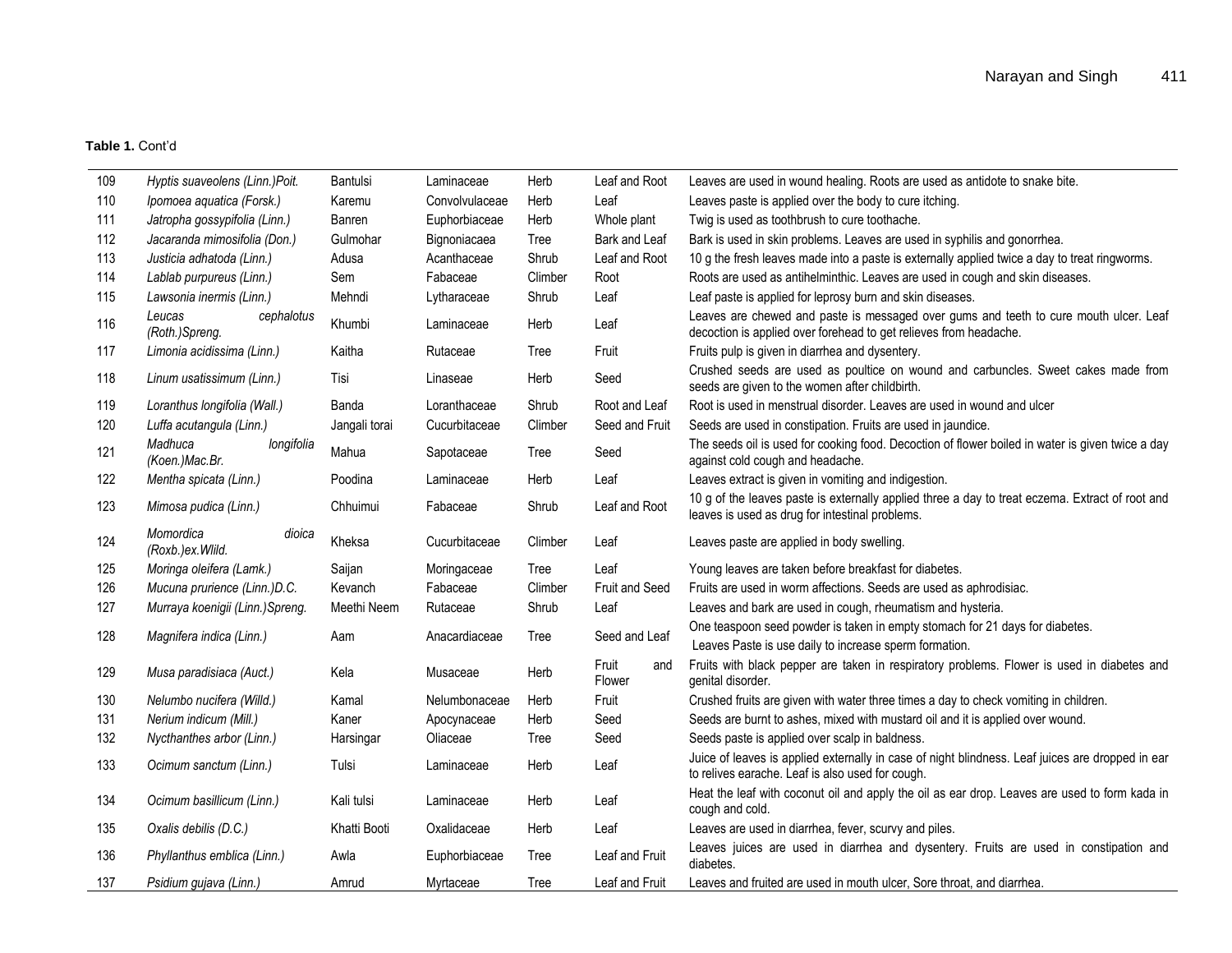**Table 1.** Cont'd

| | | | | | | |
|---|---|---|---|---|---|---|
| 109 | *Hyptis suaveolens (Linn.)Poit.* | Bantulsi | Laminaceae | Herb | Leaf and Root | Leaves are used in wound healing. Roots are used as antidote to snake bite. |
| 110 | *Ipomoea aquatica (Forsk.)* | Karemu | Convolvulaceae | Herb | Leaf | Leaves paste is applied over the body to cure itching. |
| 111 | *Jatropha gossypifolia (Linn.)* | Banren | Euphorbiaceae | Herb | Whole plant | Twig is used as toothbrush to cure toothache. |
| 112 | *Jacaranda mimosifolia (Don.)* | Gulmohar | Bignoniacaea | Tree | Bark and Leaf | Bark is used in skin problems. Leaves are used in syphilis and gonorrhea. |
| 113 | *Justicia adhatoda (Linn.)* | Adusa | Acanthaceae | Shrub | Leaf and Root | 10 g the fresh leaves made into a paste is externally applied twice a day to treat ringworms. |
| 114 | *Lablab purpureus (Linn.)* | Sem | Fabaceae | Climber | Root | Roots are used as antihelminthic. Leaves are used in cough and skin diseases. |
| 115 | *Lawsonia inermis (Linn.)* | Mehndi | Lytharaceae | Shrub | Leaf | Leaf paste is applied for leprosy burn and skin diseases. |
| 116 | *Leucas cephalotus (Roth.)Spreng.* | Khumbi | Laminaceae | Herb | Leaf | Leaves are chewed and paste is messaged over gums and teeth to cure mouth ulcer. Leaf decoction is applied over forehead to get relieves from headache. |
| 117 | *Limonia acidissima (Linn.)* | Kaitha | Rutaceae | Tree | Fruit | Fruits pulp is given in diarrhea and dysentery. |
| 118 | *Linum usatissimum (Linn.)* | Tisi | Linaseae | Herb | Seed | Crushed seeds are used as poultice on wound and carbuncles. Sweet cakes made from seeds are given to the women after childbirth. |
| 119 | *Loranthus longifolia (Wall.)* | Banda | Loranthaceae | Shrub | Root and Leaf | Root is used in menstrual disorder. Leaves are used in wound and ulcer |
| 120 | *Luffa acutangula (Linn.)* | Jangali torai | Cucurbitaceae | Climber | Seed and Fruit | Seeds are used in constipation. Fruits are used in jaundice. |
| 121 | *Madhuca longifolia (Koen.)Mac.Br.* | Mahua | Sapotaceae | Tree | Seed | The seeds oil is used for cooking food. Decoction of flower boiled in water is given twice a day against cold cough and headache. |
| 122 | *Mentha spicata (Linn.)* | Poodina | Laminaceae | Herb | Leaf | Leaves extract is given in vomiting and indigestion. |
| 123 | *Mimosa pudica (Linn.)* | Chhuimui | Fabaceae | Shrub | Leaf and Root | 10 g of the leaves paste is externally applied three a day to treat eczema. Extract of root and leaves is used as drug for intestinal problems. |
| 124 | *Momordica dioica (Roxb.)ex.Wlild.* | Kheksa | Cucurbitaceae | Climber | Leaf | Leaves paste are applied in body swelling. |
| 125 | *Moringa oleifera (Lamk.)* | Saijan | Moringaceae | Tree | Leaf | Young leaves are taken before breakfast for diabetes. |
| 126 | *Mucuna prurience (Linn.)D.C.* | Kevanch | Fabaceae | Climber | Fruit and Seed | Fruits are used in worm affections. Seeds are used as aphrodisiac. |
| 127 | *Murraya koenigii (Linn.)Spreng.* | Meethi Neem | Rutaceae | Shrub | Leaf | Leaves and bark are used in cough, rheumatism and hysteria. |
| 128 | *Magnifera indica (Linn.)* | Aam | Anacardiaceae | Tree | Seed and Leaf | One teaspoon seed powder is taken in empty stomach for 21 days for diabetes. Leaves Paste is use daily to increase sperm formation. |
| 129 | *Musa paradisiaca (Auct.)* | Kela | Musaceae | Herb | Fruit and Flower | Fruits with black pepper are taken in respiratory problems. Flower is used in diabetes and genital disorder. |
| 130 | *Nelumbo nucifera (Willd.)* | Kamal | Nelumbonaceae | Herb | Fruit | Crushed fruits are given with water three times a day to check vomiting in children. |
| 131 | *Nerium indicum (Mill.)* | Kaner | Apocynaceae | Herb | Seed | Seeds are burnt to ashes, mixed with mustard oil and it is applied over wound. |
| 132 | *Nycthanthes arbor (Linn.)* | Harsingar | Oliaceae | Tree | Seed | Seeds paste is applied over scalp in baldness. |
| 133 | *Ocimum sanctum (Linn.)* | Tulsi | Laminaceae | Herb | Leaf | Juice of leaves is applied externally in case of night blindness. Leaf juices are dropped in ear to relives earache. Leaf is also used for cough. |
| 134 | *Ocimum basillicum (Linn.)* | Kali tulsi | Laminaceae | Herb | Leaf | Heat the leaf with coconut oil and apply the oil as ear drop. Leaves are used to form kada in cough and cold. |
| 135 | *Oxalis debilis (D.C.)* | Khatti Booti | Oxalidaceae | Herb | Leaf | Leaves are used in diarrhea, fever, scurvy and piles. |
| 136 | *Phyllanthus emblica (Linn.)* | Awla | Euphorbiaceae | Tree | Leaf and Fruit | Leaves juices are used in diarrhea and dysentery. Fruits are used in constipation and diabetes. |
| 137 | *Psidium gujava (Linn.)* | Amrud | Myrtaceae | Tree | Leaf and Fruit | Leaves and fruited are used in mouth ulcer, Sore throat, and diarrhea. |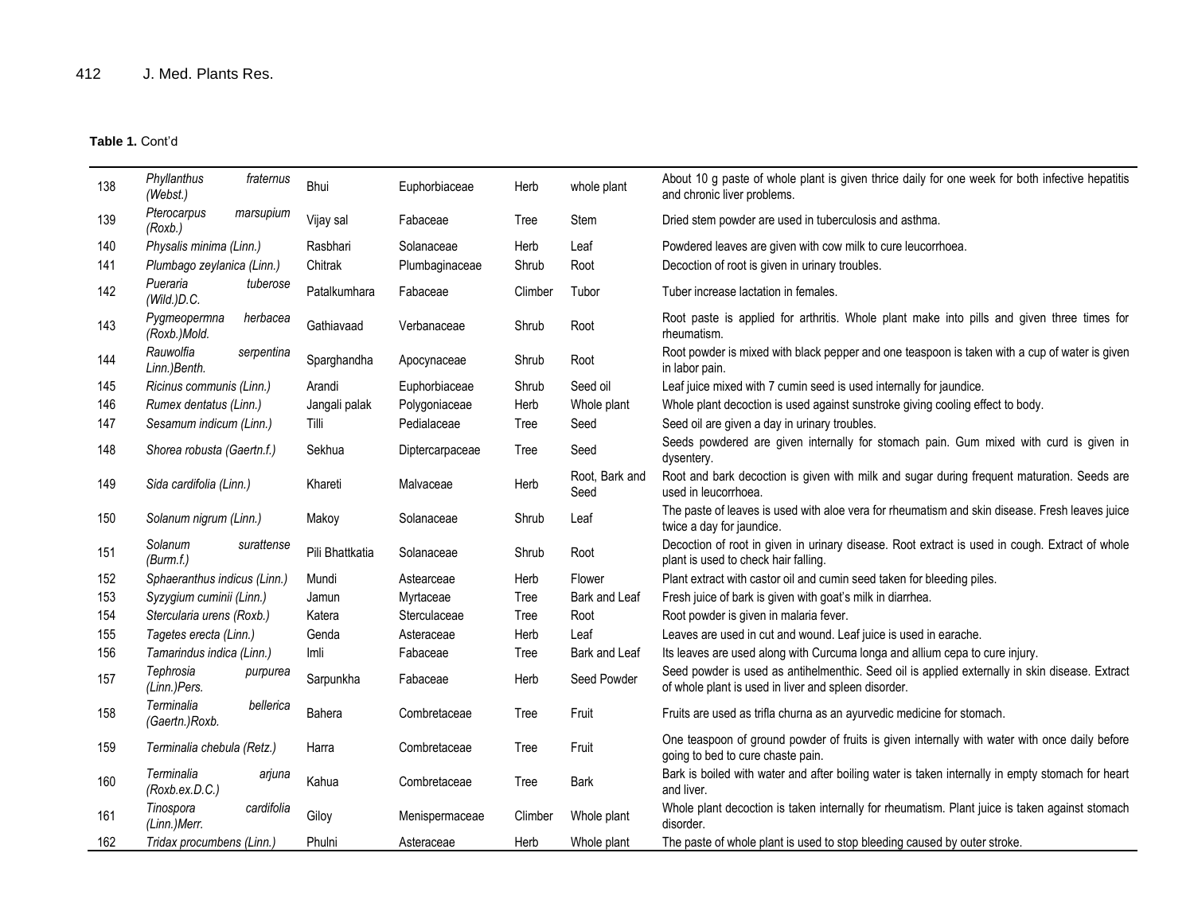**Table 1.** Cont'd

| | | | | | | |
|---|---|---|---|---|---|---|
| 138 | *Phyllanthus fraternus (Webst.)* | Bhui | Euphorbiaceae | Herb | whole plant | About 10 g paste of whole plant is given thrice daily for one week for both infective hepatitis and chronic liver problems. |
| 139 | *Pterocarpus marsupium (Roxb.)* | Vijay sal | Fabaceae | Tree | Stem | Dried stem powder are used in tuberculosis and asthma. |
| 140 | *Physalis minima (Linn.)* | Rasbhari | Solanaceae | Herb | Leaf | Powdered leaves are given with cow milk to cure leucorrhoea. |
| 141 | *Plumbago zeylanica (Linn.)* | Chitrak | Plumbaginaceae | Shrub | Root | Decoction of root is given in urinary troubles. |
| 142 | *Pueraria tuberose (Wild.)D.C.* | Patalkumhara | Fabaceae | Climber | Tubor | Tuber increase lactation in females. |
| 143 | *Pygmeopermna herbacea (Roxb.)Mold.* | Gathiavaad | Verbanaceae | Shrub | Root | Root paste is applied for arthritis. Whole plant make into pills and given three times for rheumatism. |
| 144 | *Rauwolfia serpentina Linn.)Benth.* | Sparghandha | Apocynaceae | Shrub | Root | Root powder is mixed with black pepper and one teaspoon is taken with a cup of water is given in labor pain. |
| 145 | *Ricinus communis (Linn.)* | Arandi | Euphorbiaceae | Shrub | Seed oil | Leaf juice mixed with 7 cumin seed is used internally for jaundice. |
| 146 | *Rumex dentatus (Linn.)* | Jangali palak | Polygoniaceae | Herb | Whole plant | Whole plant decoction is used against sunstroke giving cooling effect to body. |
| 147 | *Sesamum indicum (Linn.)* | Tilli | Pedialaceae | Tree | Seed | Seed oil are given a day in urinary troubles. |
| 148 | *Shorea robusta (Gaertn.f.)* | Sekhua | Diptercarpaceae | Tree | Seed | Seeds powdered are given internally for stomach pain. Gum mixed with curd is given in dysentery. |
| 149 | *Sida cardifolia (Linn.)* | Khareti | Malvaceae | Herb | Root, Bark and Seed | Root and bark decoction is given with milk and sugar during frequent maturation. Seeds are used in leucorrhoea. |
| 150 | *Solanum nigrum (Linn.)* | Makoy | Solanaceae | Shrub | Leaf | The paste of leaves is used with aloe vera for rheumatism and skin disease. Fresh leaves juice twice a day for jaundice. |
| 151 | *Solanum surattense (Burm.f.)* | Pili Bhattkatia | Solanaceae | Shrub | Root | Decoction of root in given in urinary disease. Root extract is used in cough. Extract of whole plant is used to check hair falling. |
| 152 | *Sphaeranthus indicus (Linn.)* | Mundi | Astearceae | Herb | Flower | Plant extract with castor oil and cumin seed taken for bleeding piles. |
| 153 | *Syzygium cuminii (Linn.)* | Jamun | Myrtaceae | Tree | Bark and Leaf | Fresh juice of bark is given with goat's milk in diarrhea. |
| 154 | *Stercularia urens (Roxb.)* | Katera | Sterculaceae | Tree | Root | Root powder is given in malaria fever. |
| 155 | *Tagetes erecta (Linn.)* | Genda | Asteraceae | Herb | Leaf | Leaves are used in cut and wound. Leaf juice is used in earache. |
| 156 | *Tamarindus indica (Linn.)* | Imli | Fabaceae | Tree | Bark and Leaf | Its leaves are used along with Curcuma longa and allium cepa to cure injury. |
| 157 | *Tephrosia purpurea (Linn.)Pers.* | Sarpunkha | Fabaceae | Herb | Seed Powder | Seed powder is used as antihelmenthic. Seed oil is applied externally in skin disease. Extract of whole plant is used in liver and spleen disorder. |
| 158 | *Terminalia bellerica (Gaertn.)Roxb.* | Bahera | Combretaceae | Tree | Fruit | Fruits are used as trifla churna as an ayurvedic medicine for stomach. |
| 159 | *Terminalia chebula (Retz.)* | Harra | Combretaceae | Tree | Fruit | One teaspoon of ground powder of fruits is given internally with water with once daily before going to bed to cure chaste pain. |
| 160 | *Terminalia arjuna (Roxb.ex.D.C.)* | Kahua | Combretaceae | Tree | Bark | Bark is boiled with water and after boiling water is taken internally in empty stomach for heart and liver. |
| 161 | *Tinospora cardifolia (Linn.)Merr.* | Giloy | Menispermaceae | Climber | Whole plant | Whole plant decoction is taken internally for rheumatism. Plant juice is taken against stomach disorder. |
| 162 | *Tridax procumbens (Linn.)* | Phulni | Asteraceae | Herb | Whole plant | The paste of whole plant is used to stop bleeding caused by outer stroke. |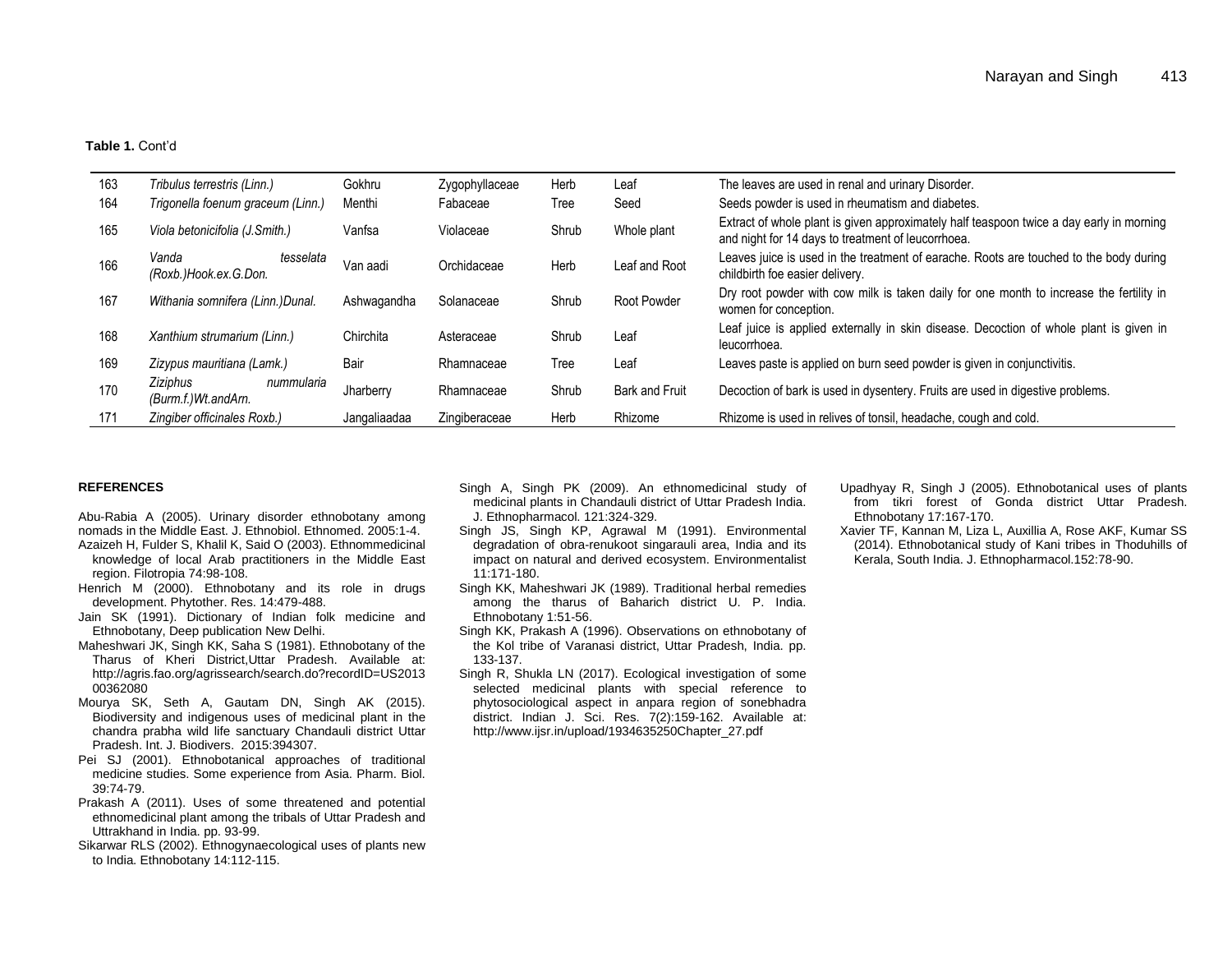**Table 1.** Cont'd

| | | | | | | |
|---|---|---|---|---|---|---|
| 163 | *Tribulus terrestris (Linn.)* | Gokhru | Zygophyllaceae | Herb | Leaf | The leaves are used in renal and urinary Disorder. |
| 164 | *Trigonella foenum graceum (Linn.)* | Menthi | Fabaceae | Tree | Seed | Seeds powder is used in rheumatism and diabetes. |
| 165 | *Viola betonicifolia (J.Smith.)* | Vanfsa | Violaceae | Shrub | Whole plant | Extract of whole plant is given approximately half teaspoon twice a day early in morning and night for 14 days to treatment of leucorrhoea. |
| 166 | *Vanda tesselata (Roxb.)Hook.ex.G.Don.* | Van aadi | Orchidaceae | Herb | Leaf and Root | Leaves juice is used in the treatment of earache. Roots are touched to the body during childbirth foe easier delivery. |
| 167 | *Withania somnifera (Linn.)Dunal.* | Ashwagandha | Solanaceae | Shrub | Root Powder | Dry root powder with cow milk is taken daily for one month to increase the fertility in women for conception. |
| 168 | *Xanthium strumarium (Linn.)* | Chirchita | Asteraceae | Shrub | Leaf | Leaf juice is applied externally in skin disease. Decoction of whole plant is given in leucorrhoea. |
| 169 | *Zizypus mauritiana (Lamk.)* | Bair | Rhamnaceae | Tree | Leaf | Leaves paste is applied on burn seed powder is given in conjunctivitis. |
| 170 | *Ziziphus nummularia (Burm.f.)Wt.andArn.* | Jharberry | Rhamnaceae | Shrub | Bark and Fruit | Decoction of bark is used in dysentery. Fruits are used in digestive problems. |
| 171 | *Zingiber officinales Roxb.)* | Jangaliaadaa | Zingiberaceae | Herb | Rhizome | Rhizome is used in relives of tonsil, headache, cough and cold. |

**REFERENCES**

Abu-Rabia A (2005). Urinary disorder ethnobotany among nomads in the Middle East. J. Ethnobiol. Ethnomed. 2005:1-4.

Azaizeh H, Fulder S, Khalil K, Said O (2003). Ethnommedicinal knowledge of local Arab practitioners in the Middle East region. Filotropia 74:98-108.

Henrich M (2000). Ethnobotany and its role in drugs development. Phytother. Res. 14:479-488.

Jain SK (1991). Dictionary of Indian folk medicine and Ethnobotany, Deep publication New Delhi.

Maheshwari JK, Singh KK, Saha S (1981). Ethnobotany of the Tharus of Kheri District,Uttar Pradesh. Available at: http://agris.fao.org/agrissearch/search.do?recordID=US201300362080

Mourya SK, Seth A, Gautam DN, Singh AK (2015). Biodiversity and indigenous uses of medicinal plant in the chandra prabha wild life sanctuary Chandauli district Uttar Pradesh. Int. J. Biodivers. 2015:394307.

Pei SJ (2001). Ethnobotanical approaches of traditional medicine studies. Some experience from Asia. Pharm. Biol. 39:74-79.

Prakash A (2011). Uses of some threatened and potential ethnomedicinal plant among the tribals of Uttar Pradesh and Uttrakhand in India. pp. 93-99.

Sikarwar RLS (2002). Ethnogynaecological uses of plants new to India. Ethnobotany 14:112-115.

Singh A, Singh PK (2009). An ethnomedicinal study of medicinal plants in Chandauli district of Uttar Pradesh India. J. Ethnopharmacol. 121:324-329.

Singh JS, Singh KP, Agrawal M (1991). Environmental degradation of obra-renukoot singarauli area, India and its impact on natural and derived ecosystem. Environmentalist 11:171-180.

Singh KK, Maheshwari JK (1989). Traditional herbal remedies among the tharus of Baharich district U. P. India. Ethnobotany 1:51-56.

Singh KK, Prakash A (1996). Observations on ethnobotany of the Kol tribe of Varanasi district, Uttar Pradesh, India. pp. 133-137.

Singh R, Shukla LN (2017). Ecological investigation of some selected medicinal plants with special reference to phytosociological aspect in anpara region of sonebhadra district. Indian J. Sci. Res. 7(2):159-162. Available at: http://www.ijsr.in/upload/1934635250Chapter_27.pdf

Upadhyay R, Singh J (2005). Ethnobotanical uses of plants from tikri forest of Gonda district Uttar Pradesh. Ethnobotany 17:167-170.

Xavier TF, Kannan M, Liza L, Auxillia A, Rose AKF, Kumar SS (2014). Ethnobotanical study of Kani tribes in Thoduhills of Kerala, South India. J. Ethnopharmacol.152:78-90.